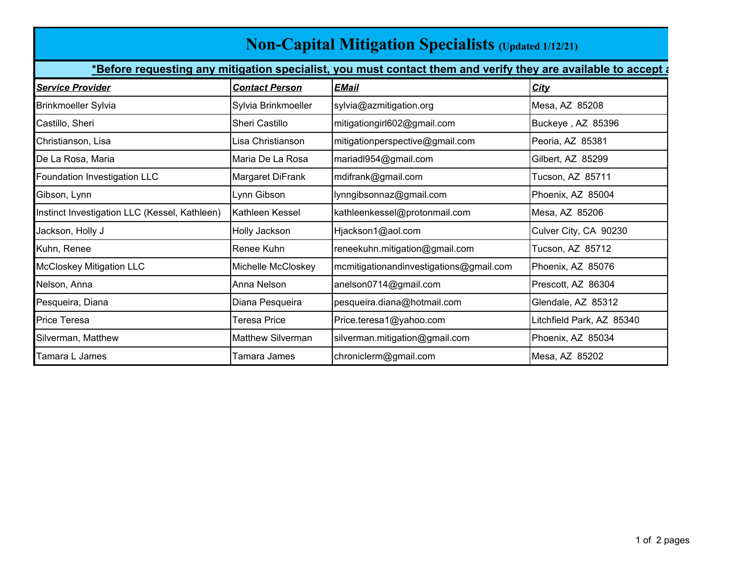# Non-Capital Mitigation Specialists (Updated 1/12/21)

**\*Before requesting any mitigation specialist, you must contact them and verify they are available to accept a**

| ***Service Provider*** | ***Contact Person*** | ***EMail*** | ***City*** |
|---|---|---|---|
| Brinkmoeller Sylvia | Sylvia Brinkmoeller | sylvia@azmitigation.org | Mesa, AZ 85208 |
| Castillo, Sheri | Sheri Castillo | mitigationgirl602@gmail.com | Buckeye , AZ 85396 |
| Christianson, Lisa | Lisa Christianson | mitigationperspective@gmail.com | Peoria, AZ 85381 |
| De La Rosa, Maria | Maria De La Rosa | mariadl954@gmail.com | Gilbert, AZ 85299 |
| Foundation Investigation LLC | Margaret DiFrank | mdifrank@gmail.com | Tucson, AZ 85711 |
| Gibson, Lynn | Lynn Gibson | lynngibsonnaz@gmail.com | Phoenix, AZ 85004 |
| Instinct Investigation LLC (Kessel, Kathleen) | Kathleen Kessel | kathleenkessel@protonmail.com | Mesa, AZ 85206 |
| Jackson, Holly J | Holly Jackson | Hjackson1@aol.com | Culver City, CA 90230 |
| Kuhn, Renee | Renee Kuhn | reneekuhn.mitigation@gmail.com | Tucson, AZ 85712 |
| McCloskey Mitigation LLC | Michelle McCloskey | mcmitigationandinvestigations@gmail.com | Phoenix, AZ 85076 |
| Nelson, Anna | Anna Nelson | anelson0714@gmail.com | Prescott, AZ 86304 |
| Pesqueira, Diana | Diana Pesqueira | pesqueira.diana@hotmail.com | Glendale, AZ 85312 |
| Price Teresa | Teresa Price | Price.teresa1@yahoo.com | Litchfield Park, AZ 85340 |
| Silverman, Matthew | Matthew Silverman | silverman.mitigation@gmail.com | Phoenix, AZ 85034 |
| Tamara L James | Tamara James | chroniclerm@gmail.com | Mesa, AZ 85202 |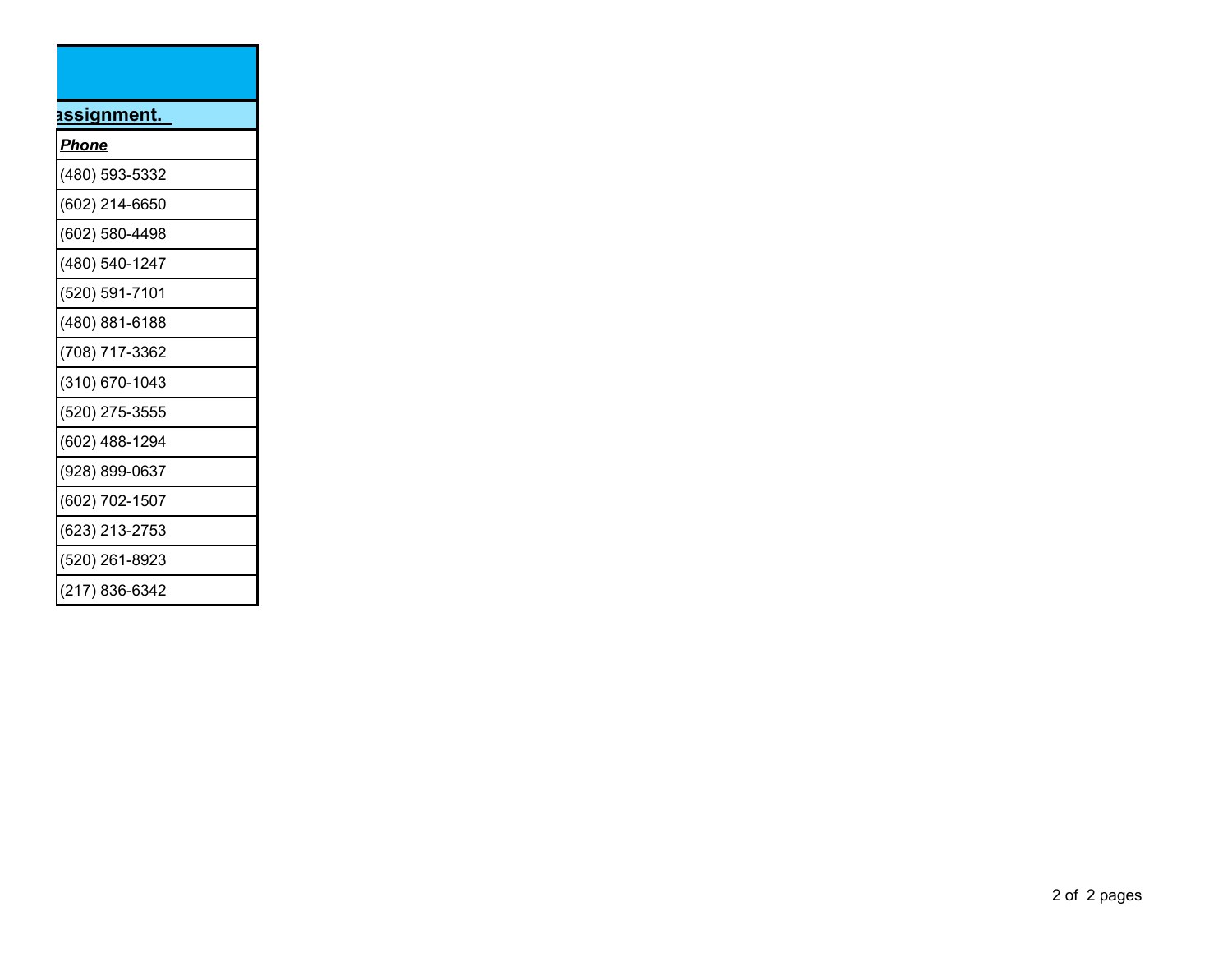**assignment.**

| ***Phone*** |
| --- |
| (480) 593-5332 |
| (602) 214-6650 |
| (602) 580-4498 |
| (480) 540-1247 |
| (520) 591-7101 |
| (480) 881-6188 |
| (708) 717-3362 |
| (310) 670-1043 |
| (520) 275-3555 |
| (602) 488-1294 |
| (928) 899-0637 |
| (602) 702-1507 |
| (623) 213-2753 |
| (520) 261-8923 |
| (217) 836-6342 |